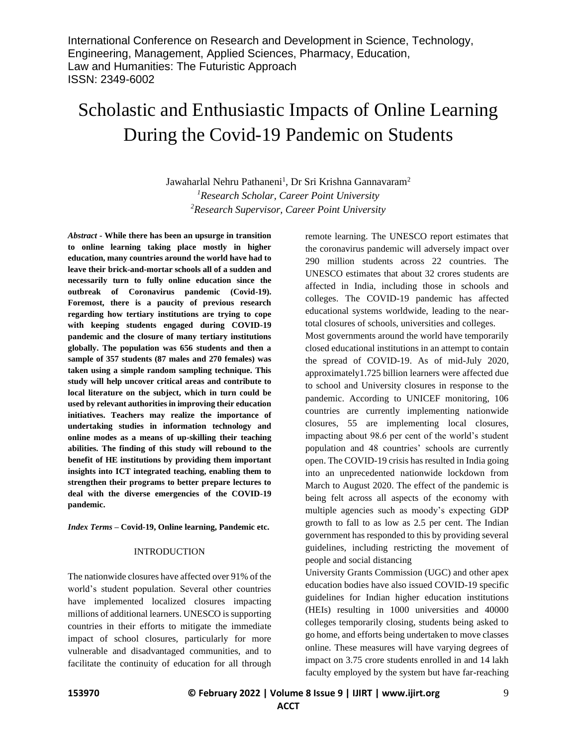# Scholastic and Enthusiastic Impacts of Online Learning During the Covid-19 Pandemic on Students

Jawaharlal Nehru Pathaneni[1], Dr Sri Krishna Gannavaram[2]

[1]*Research Scholar, Career Point University*

[2]*Research Supervisor, Career Point University*

***Abstract* - While there has been an upsurge in transition to online learning taking place mostly in higher education, many countries around the world have had to leave their brick-and-mortar schools all of a sudden and necessarily turn to fully online education since the outbreak of Coronavirus pandemic (Covid-19). Foremost, there is a paucity of previous research regarding how tertiary institutions are trying to cope with keeping students engaged during COVID-19 pandemic and the closure of many tertiary institutions globally. The population was 656 students and then a sample of 357 students (87 males and 270 females) was taken using a simple random sampling technique. This study will help uncover critical areas and contribute to local literature on the subject, which in turn could be used by relevant authorities in improving their education initiatives. Teachers may realize the importance of undertaking studies in information technology and online modes as a means of up-skilling their teaching abilities. The finding of this study will rebound to the benefit of HE institutions by providing them important insights into ICT integrated teaching, enabling them to strengthen their programs to better prepare lectures to deal with the diverse emergencies of the COVID-19 pandemic.**

***Index Terms* – Covid-19, Online learning, Pandemic etc.**

## INTRODUCTION

The nationwide closures have affected over 91% of the world's student population. Several other countries have implemented localized closures impacting millions of additional learners. UNESCO is supporting countries in their efforts to mitigate the immediate impact of school closures, particularly for more vulnerable and disadvantaged communities, and to facilitate the continuity of education for all through remote learning. The UNESCO report estimates that the coronavirus pandemic will adversely impact over 290 million students across 22 countries. The UNESCO estimates that about 32 crores students are affected in India, including those in schools and colleges. The COVID-19 pandemic has affected educational systems worldwide, leading to the near-total closures of schools, universities and colleges.

Most governments around the world have temporarily closed educational institutions in an attempt to contain the spread of COVID-19. As of mid-July 2020, approximately1.725 billion learners were affected due to school and University closures in response to the pandemic. According to UNICEF monitoring, 106 countries are currently implementing nationwide closures, 55 are implementing local closures, impacting about 98.6 per cent of the world's student population and 48 countries' schools are currently open. The COVID-19 crisis has resulted in India going into an unprecedented nationwide lockdown from March to August 2020. The effect of the pandemic is being felt across all aspects of the economy with multiple agencies such as moody's expecting GDP growth to fall to as low as 2.5 per cent. The Indian government has responded to this by providing several guidelines, including restricting the movement of people and social distancing

University Grants Commission (UGC) and other apex education bodies have also issued COVID-19 specific guidelines for Indian higher education institutions (HEIs) resulting in 1000 universities and 40000 colleges temporarily closing, students being asked to go home, and efforts being undertaken to move classes online. These measures will have varying degrees of impact on 3.75 crore students enrolled in and 14 lakh faculty employed by the system but have far-reaching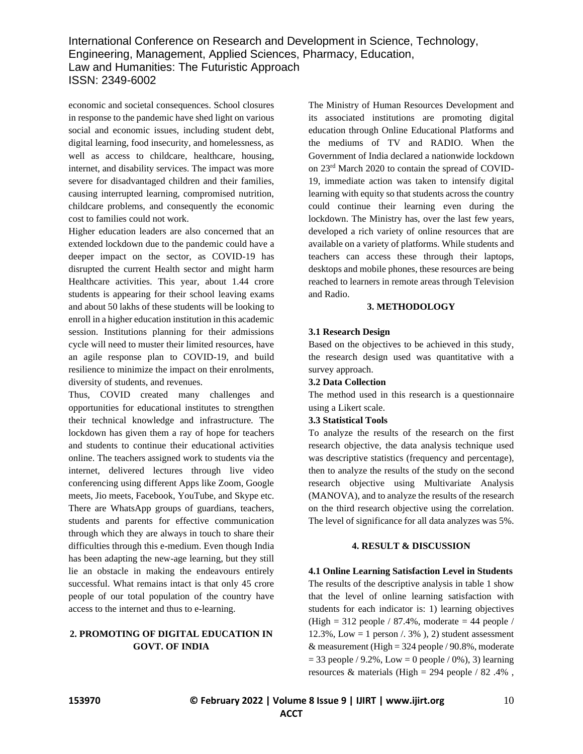economic and societal consequences. School closures in response to the pandemic have shed light on various social and economic issues, including student debt, digital learning, food insecurity, and homelessness, as well as access to childcare, healthcare, housing, internet, and disability services. The impact was more severe for disadvantaged children and their families, causing interrupted learning, compromised nutrition, childcare problems, and consequently the economic cost to families could not work.

Higher education leaders are also concerned that an extended lockdown due to the pandemic could have a deeper impact on the sector, as COVID-19 has disrupted the current Health sector and might harm Healthcare activities. This year, about 1.44 crore students is appearing for their school leaving exams and about 50 lakhs of these students will be looking to enroll in a higher education institution in this academic session. Institutions planning for their admissions cycle will need to muster their limited resources, have an agile response plan to COVID-19, and build resilience to minimize the impact on their enrolments, diversity of students, and revenues.

Thus, COVID created many challenges and opportunities for educational institutes to strengthen their technical knowledge and infrastructure. The lockdown has given them a ray of hope for teachers and students to continue their educational activities online. The teachers assigned work to students via the internet, delivered lectures through live video conferencing using different Apps like Zoom, Google meets, Jio meets, Facebook, YouTube, and Skype etc. There are WhatsApp groups of guardians, teachers, students and parents for effective communication through which they are always in touch to share their difficulties through this e-medium. Even though India has been adapting the new-age learning, but they still lie an obstacle in making the endeavours entirely successful. What remains intact is that only 45 crore people of our total population of the country have access to the internet and thus to e-learning.

## 2. PROMOTING OF DIGITAL EDUCATION IN GOVT. OF INDIA

The Ministry of Human Resources Development and its associated institutions are promoting digital education through Online Educational Platforms and the mediums of TV and RADIO. When the Government of India declared a nationwide lockdown on 23rd March 2020 to contain the spread of COVID-19, immediate action was taken to intensify digital learning with equity so that students across the country could continue their learning even during the lockdown. The Ministry has, over the last few years, developed a rich variety of online resources that are available on a variety of platforms. While students and teachers can access these through their laptops, desktops and mobile phones, these resources are being reached to learners in remote areas through Television and Radio.

## 3. METHODOLOGY

### 3.1 Research Design

Based on the objectives to be achieved in this study, the research design used was quantitative with a survey approach.

### 3.2 Data Collection

The method used in this research is a questionnaire using a Likert scale.

### 3.3 Statistical Tools

To analyze the results of the research on the first research objective, the data analysis technique used was descriptive statistics (frequency and percentage), then to analyze the results of the study on the second research objective using Multivariate Analysis (MANOVA), and to analyze the results of the research on the third research objective using the correlation. The level of significance for all data analyzes was 5%.

## 4. RESULT & DISCUSSION

### 4.1 Online Learning Satisfaction Level in Students

The results of the descriptive analysis in table 1 show that the level of online learning satisfaction with students for each indicator is: 1) learning objectives (High = 312 people / 87.4%, moderate = 44 people / 12.3%, Low = 1 person /. 3% ), 2) student assessment & measurement (High = 324 people / 90.8%, moderate = 33 people / 9.2%, Low = 0 people / 0%), 3) learning resources & materials (High = 294 people / 82 .4% ,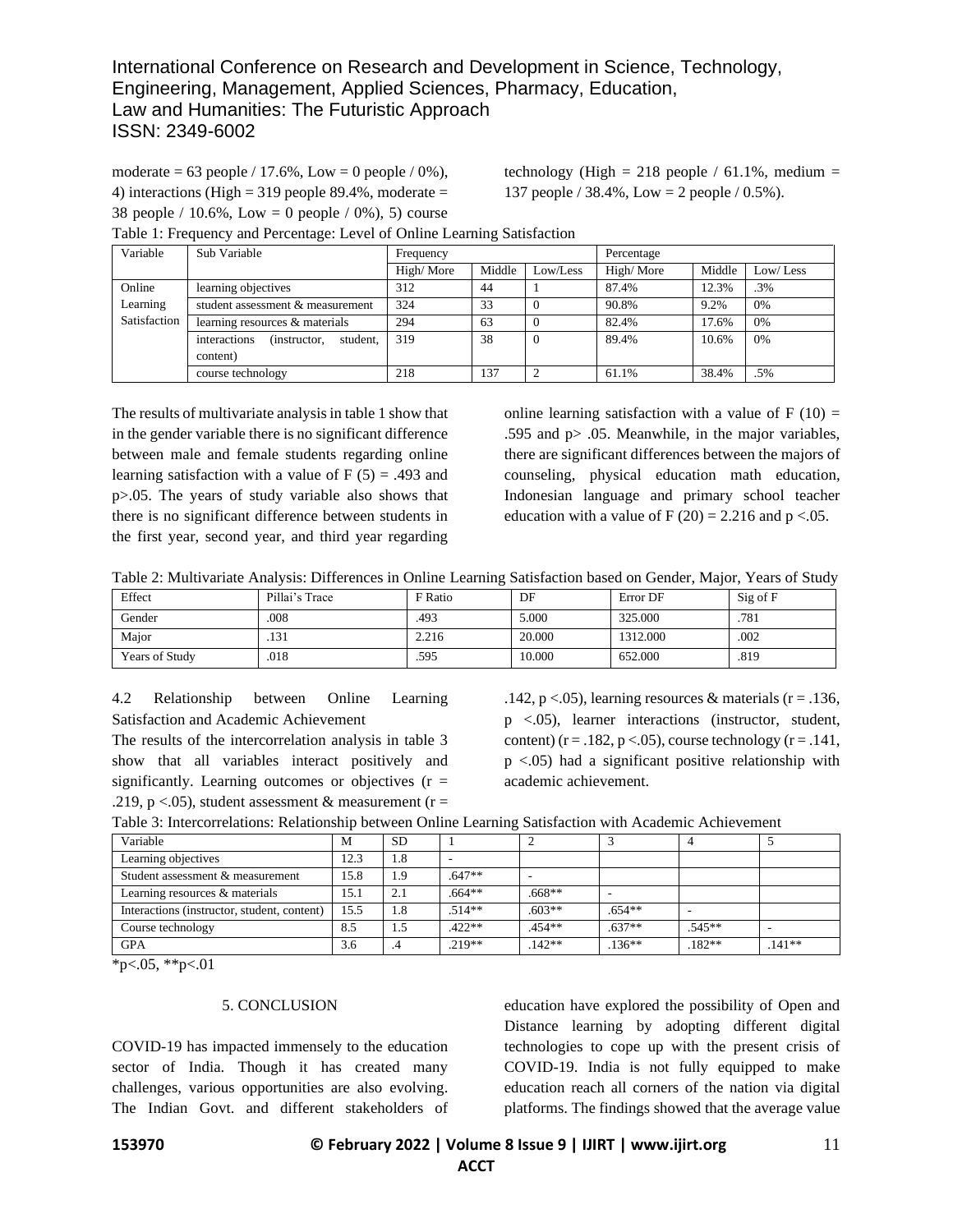moderate = 63 people / 17.6%, Low = 0 people / 0%), 4) interactions (High = 319 people 89.4%, moderate = 38 people / 10.6%, Low = 0 people / 0%), 5) course technology (High = 218 people / 61.1%, medium = 137 people / 38.4%, Low = 2 people / 0.5%).

Table 1: Frequency and Percentage: Level of Online Learning Satisfaction

| Variable | Sub Variable | Frequency | | | Percentage | | |
|---|---|---|---|---|---|---|---|
| | | High/ More | Middle | Low/Less | High/ More | Middle | Low/ Less |
| Online Learning Satisfaction | learning objectives | 312 | 44 | 1 | 87.4% | 12.3% | .3% |
| | student assessment & measurement | 324 | 33 | 0 | 90.8% | 9.2% | 0% |
| | learning resources & materials | 294 | 63 | 0 | 82.4% | 17.6% | 0% |
| | interactions (instructor, student, content) | 319 | 38 | 0 | 89.4% | 10.6% | 0% |
| | course technology | 218 | 137 | 2 | 61.1% | 38.4% | .5% |

The results of multivariate analysis in table 1 show that in the gender variable there is no significant difference between male and female students regarding online learning satisfaction with a value of $F(5) = .493$ and $p > .05$. The years of study variable also shows that there is no significant difference between students in the first year, second year, and third year regarding online learning satisfaction with a value of $F(10) = .595$ and $p > .05$. Meanwhile, in the major variables, there are significant differences between the majors of counseling, physical education math education, Indonesian language and primary school teacher education with a value of $F(20) = 2.216$ and $p < .05$.

Table 2: Multivariate Analysis: Differences in Online Learning Satisfaction based on Gender, Major, Years of Study

| Effect | Pillai's Trace | F Ratio | DF | Error DF | Sig of F |
|---|---|---|---|---|---|
| Gender | .008 | .493 | 5.000 | 325.000 | .781 |
| Major | .131 | 2.216 | 20.000 | 1312.000 | .002 |
| Years of Study | .018 | .595 | 10.000 | 652.000 | .819 |

4.2 Relationship between Online Learning Satisfaction and Academic Achievement

The results of the intercorrelation analysis in table 3 show that all variables interact positively and significantly. Learning outcomes or objectives ($r = .219$, $p < .05$), student assessment & measurement ($r = .142$, $p < .05$), learning resources & materials ($r = .136$, $p < .05$), learner interactions (instructor, student, content) ($r = .182$, $p < .05$), course technology ($r = .141$, $p < .05$) had a significant positive relationship with academic achievement.

Table 3: Intercorrelations: Relationship between Online Learning Satisfaction with Academic Achievement

| Variable | M | SD | 1 | 2 | 3 | 4 | 5 |
|---|---|---|---|---|---|---|---|
| Learning objectives | 12.3 | 1.8 | - | | | | |
| Student assessment & measurement | 15.8 | 1.9 | .647** | - | | | |
| Learning resources & materials | 15.1 | 2.1 | .664** | .668** | - | | |
| Interactions (instructor, student, content) | 15.5 | 1.8 | .514** | .603** | .654** | - | |
| Course technology | 8.5 | 1.5 | .422** | .454** | .637** | .545** | - |
| GPA | 3.6 | .4 | .219** | .142** | .136** | .182** | .141** |

*p<.05, **p<.01

## 5. CONCLUSION

COVID-19 has impacted immensely to the education sector of India. Though it has created many challenges, various opportunities are also evolving. The Indian Govt. and different stakeholders of education have explored the possibility of Open and Distance learning by adopting different digital technologies to cope up with the present crisis of COVID-19. India is not fully equipped to make education reach all corners of the nation via digital platforms. The findings showed that the average value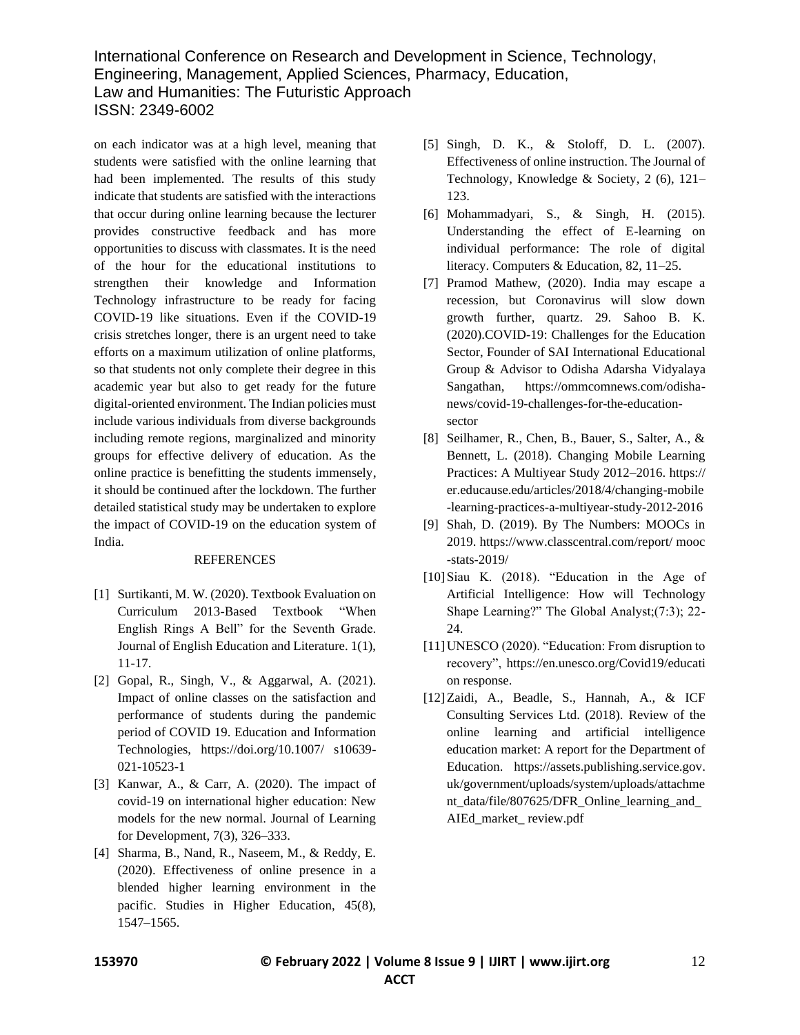on each indicator was at a high level, meaning that students were satisfied with the online learning that had been implemented. The results of this study indicate that students are satisfied with the interactions that occur during online learning because the lecturer provides constructive feedback and has more opportunities to discuss with classmates. It is the need of the hour for the educational institutions to strengthen their knowledge and Information Technology infrastructure to be ready for facing COVID-19 like situations. Even if the COVID-19 crisis stretches longer, there is an urgent need to take efforts on a maximum utilization of online platforms, so that students not only complete their degree in this academic year but also to get ready for the future digital-oriented environment. The Indian policies must include various individuals from diverse backgrounds including remote regions, marginalized and minority groups for effective delivery of education. As the online practice is benefitting the students immensely, it should be continued after the lockdown. The further detailed statistical study may be undertaken to explore the impact of COVID-19 on the education system of India.

## REFERENCES

[1] Surtikanti, M. W. (2020). Textbook Evaluation on Curriculum 2013-Based Textbook "When English Rings A Bell" for the Seventh Grade. Journal of English Education and Literature. 1(1), 11-17.

[2] Gopal, R., Singh, V., & Aggarwal, A. (2021). Impact of online classes on the satisfaction and performance of students during the pandemic period of COVID 19. Education and Information Technologies, https://doi.org/10.1007/ s10639-021-10523-1

[3] Kanwar, A., & Carr, A. (2020). The impact of covid-19 on international higher education: New models for the new normal. Journal of Learning for Development, 7(3), 326–333.

[4] Sharma, B., Nand, R., Naseem, M., & Reddy, E. (2020). Effectiveness of online presence in a blended higher learning environment in the pacific. Studies in Higher Education, 45(8), 1547–1565.

[5] Singh, D. K., & Stoloff, D. L. (2007). Effectiveness of online instruction. The Journal of Technology, Knowledge & Society, 2 (6), 121–123.

[6] Mohammadyari, S., & Singh, H. (2015). Understanding the effect of E-learning on individual performance: The role of digital literacy. Computers & Education, 82, 11–25.

[7] Pramod Mathew, (2020). India may escape a recession, but Coronavirus will slow down growth further, quartz. 29. Sahoo B. K. (2020).COVID-19: Challenges for the Education Sector, Founder of SAI International Educational Group & Advisor to Odisha Adarsha Vidyalaya Sangathan, https://ommcomnews.com/odisha-news/covid-19-challenges-for-the-education-sector

[8] Seilhamer, R., Chen, B., Bauer, S., Salter, A., & Bennett, L. (2018). Changing Mobile Learning Practices: A Multiyear Study 2012–2016. https://er.educause.edu/articles/2018/4/changing-mobile-learning-practices-a-multiyear-study-2012-2016

[9] Shah, D. (2019). By The Numbers: MOOCs in 2019. https://www.classcentral.com/report/ mooc-stats-2019/

[10] Siau K. (2018). "Education in the Age of Artificial Intelligence: How will Technology Shape Learning?" The Global Analyst;(7:3); 22-24.

[11] UNESCO (2020). "Education: From disruption to recovery", https://en.unesco.org/Covid19/education response.

[12] Zaidi, A., Beadle, S., Hannah, A., & ICF Consulting Services Ltd. (2018). Review of the online learning and artificial intelligence education market: A report for the Department of Education. https://assets.publishing.service.gov.uk/government/uploads/system/uploads/attachment_data/file/807625/DFR_Online_learning_and_AIEd_market_ review.pdf